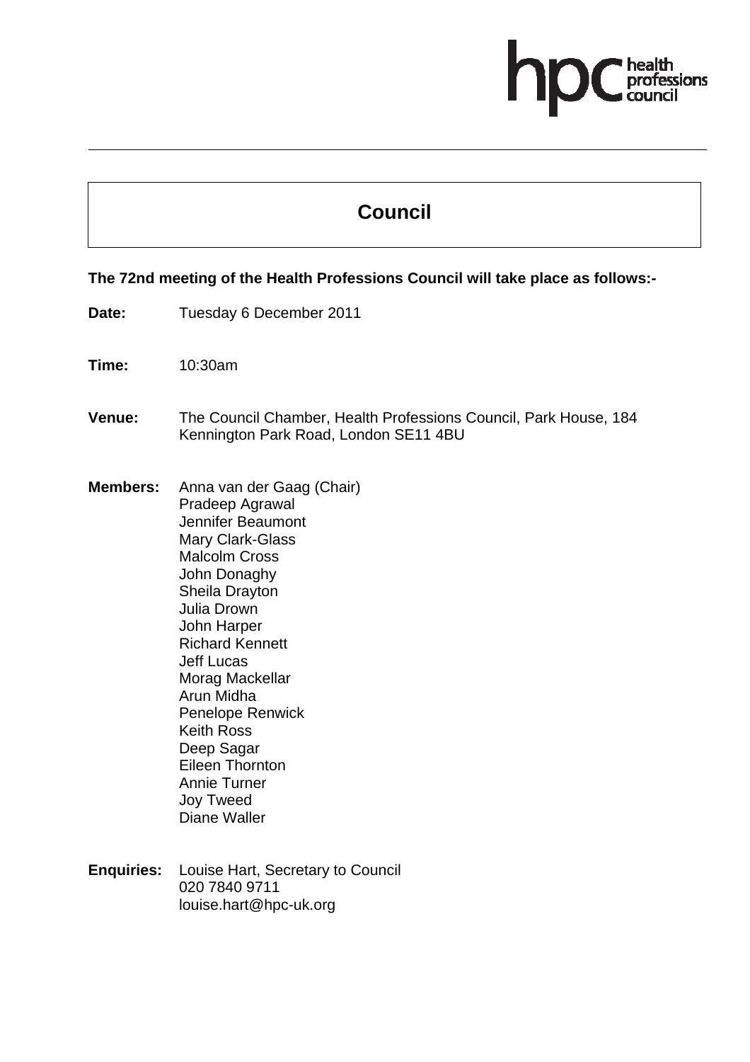# Council

**The 72nd meeting of the Health Professions Council will take place as follows:-**

**Date:** Tuesday 6 December 2011

**Time:** 10:30am

**Venue:** The Council Chamber, Health Professions Council, Park House, 184 Kennington Park Road, London SE11 4BU

**Members:** Anna van der Gaag (Chair)
Pradeep Agrawal
Jennifer Beaumont
Mary Clark-Glass
Malcolm Cross
John Donaghy
Sheila Drayton
Julia Drown
John Harper
Richard Kennett
Jeff Lucas
Morag Mackellar
Arun Midha
Penelope Renwick
Keith Ross
Deep Sagar
Eileen Thornton
Annie Turner
Joy Tweed
Diane Waller

**Enquiries:** Louise Hart, Secretary to Council
020 7840 9711
louise.hart@hpc-uk.org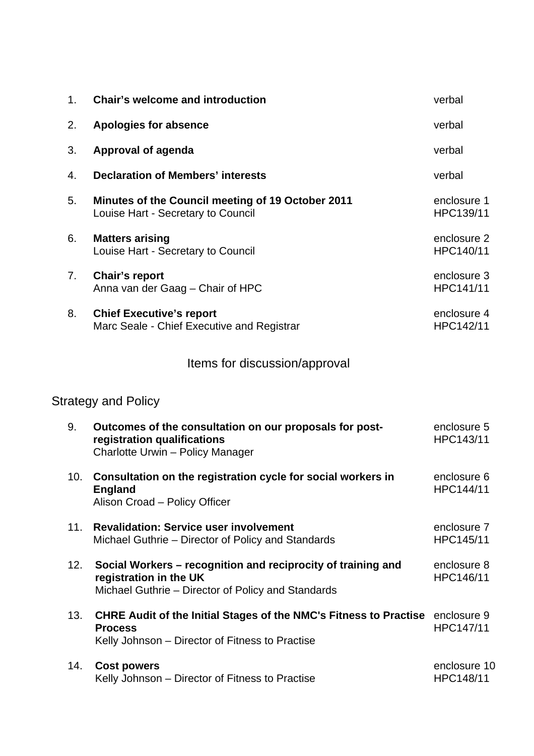| | | |
|---|---|---|
| 1. | **Chair's welcome and introduction** | verbal |
| 2. | **Apologies for absence** | verbal |
| 3. | **Approval of agenda** | verbal |
| 4. | **Declaration of Members' interests** | verbal |
| 5. | **Minutes of the Council meeting of 19 October 2011**<br>Louise Hart - Secretary to Council | enclosure 1<br>HPC139/11 |
| 6. | **Matters arising**<br>Louise Hart - Secretary to Council | enclosure 2<br>HPC140/11 |
| 7. | **Chair's report**<br>Anna van der Gaag – Chair of HPC | enclosure 3<br>HPC141/11 |
| 8. | **Chief Executive's report**<br>Marc Seale - Chief Executive and Registrar | enclosure 4<br>HPC142/11 |

## Items for discussion/approval

### Strategy and Policy

| | | |
|---|---|---|
| 9. | **Outcomes of the consultation on our proposals for post-registration qualifications**<br>Charlotte Urwin – Policy Manager | enclosure 5<br>HPC143/11 |
| 10. | **Consultation on the registration cycle for social workers in England**<br>Alison Croad – Policy Officer | enclosure 6<br>HPC144/11 |
| 11. | **Revalidation: Service user involvement**<br>Michael Guthrie – Director of Policy and Standards | enclosure 7<br>HPC145/11 |
| 12. | **Social Workers – recognition and reciprocity of training and registration in the UK**<br>Michael Guthrie – Director of Policy and Standards | enclosure 8<br>HPC146/11 |
| 13. | **CHRE Audit of the Initial Stages of the NMC's Fitness to Practise Process**<br>Kelly Johnson – Director of Fitness to Practise | enclosure 9<br>HPC147/11 |
| 14. | **Cost powers**<br>Kelly Johnson – Director of Fitness to Practise | enclosure 10<br>HPC148/11 |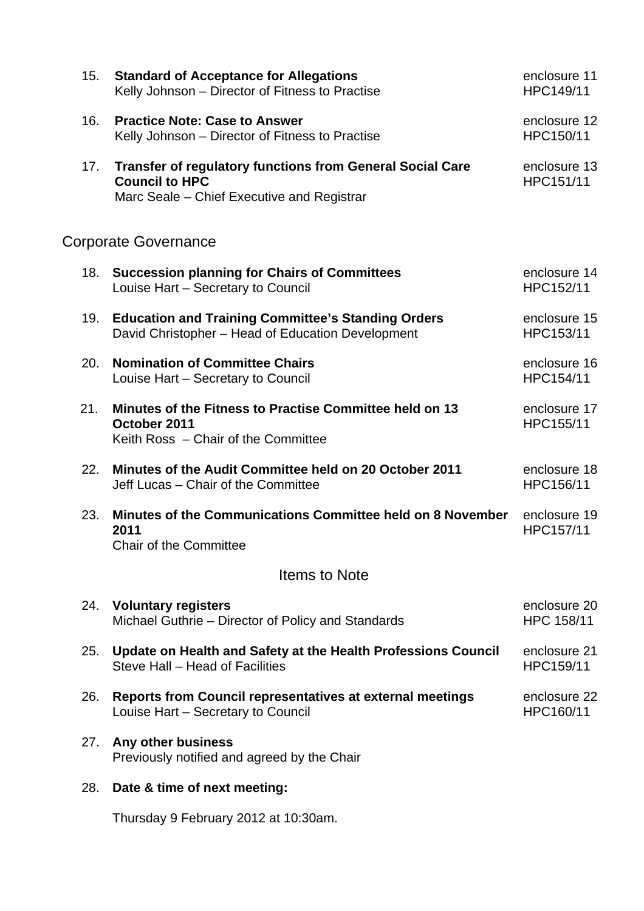15. **Standard of Acceptance for Allegations** — enclosure 11, HPC149/11
    Kelly Johnson – Director of Fitness to Practise

16. **Practice Note: Case to Answer** — enclosure 12, HPC150/11
    Kelly Johnson – Director of Fitness to Practise

17. **Transfer of regulatory functions from General Social Care Council to HPC** — enclosure 13, HPC151/11
    Marc Seale – Chief Executive and Registrar

## Corporate Governance

18. **Succession planning for Chairs of Committees** — enclosure 14, HPC152/11
    Louise Hart – Secretary to Council

19. **Education and Training Committee's Standing Orders** — enclosure 15, HPC153/11
    David Christopher – Head of Education Development

20. **Nomination of Committee Chairs** — enclosure 16, HPC154/11
    Louise Hart – Secretary to Council

21. **Minutes of the Fitness to Practise Committee held on 13 October 2011** — enclosure 17, HPC155/11
    Keith Ross – Chair of the Committee

22. **Minutes of the Audit Committee held on 20 October 2011** — enclosure 18, HPC156/11
    Jeff Lucas – Chair of the Committee

23. **Minutes of the Communications Committee held on 8 November 2011** — enclosure 19, HPC157/11
    Chair of the Committee

## Items to Note

24. **Voluntary registers** — enclosure 20, HPC 158/11
    Michael Guthrie – Director of Policy and Standards

25. **Update on Health and Safety at the Health Professions Council** — enclosure 21, HPC159/11
    Steve Hall – Head of Facilities

26. **Reports from Council representatives at external meetings** — enclosure 22, HPC160/11
    Louise Hart – Secretary to Council

27. **Any other business**
    Previously notified and agreed by the Chair

28. **Date & time of next meeting:**

    Thursday 9 February 2012 at 10:30am.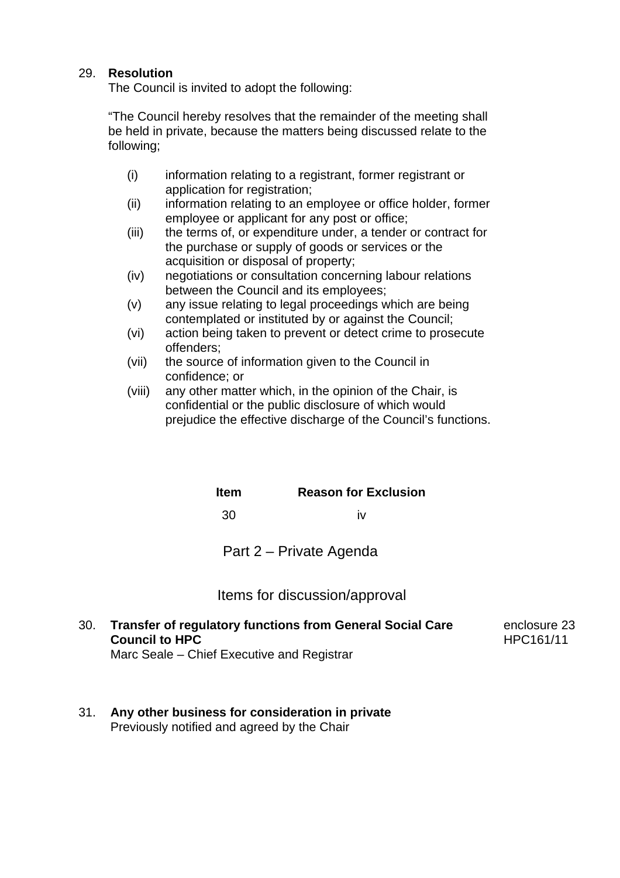29. **Resolution**
The Council is invited to adopt the following:

"The Council hereby resolves that the remainder of the meeting shall be held in private, because the matters being discussed relate to the following;

(i) information relating to a registrant, former registrant or application for registration;
(ii) information relating to an employee or office holder, former employee or applicant for any post or office;
(iii) the terms of, or expenditure under, a tender or contract for the purchase or supply of goods or services or the acquisition or disposal of property;
(iv) negotiations or consultation concerning labour relations between the Council and its employees;
(v) any issue relating to legal proceedings which are being contemplated or instituted by or against the Council;
(vi) action being taken to prevent or detect crime to prosecute offenders;
(vii) the source of information given to the Council in confidence; or
(viii) any other matter which, in the opinion of the Chair, is confidential or the public disclosure of which would prejudice the effective discharge of the Council's functions.

| Item | Reason for Exclusion |
|---|---|
| 30 | iv |

## Part 2 – Private Agenda

### Items for discussion/approval

30. **Transfer of regulatory functions from General Social Care Council to HPC** — enclosure 23 HPC161/11
Marc Seale – Chief Executive and Registrar

31. **Any other business for consideration in private**
Previously notified and agreed by the Chair